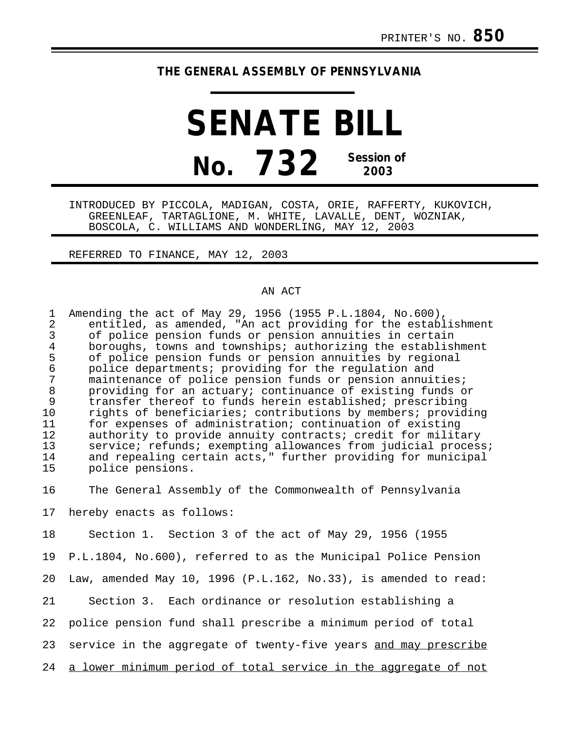PRINTER'S NO. **850**

**THE GENERAL ASSEMBLY OF PENNSYLVANIA**

# SENATE BILL

# No. 732

**Session of 2003**

INTRODUCED BY PICCOLA, MADIGAN, COSTA, ORIE, RAFFERTY, KUKOVICH, GREENLEAF, TARTAGLIONE, M. WHITE, LAVALLE, DENT, WOZNIAK, BOSCOLA, C. WILLIAMS AND WONDERLING, MAY 12, 2003

REFERRED TO FINANCE, MAY 12, 2003

AN ACT

Amending the act of May 29, 1956 (1955 P.L.1804, No.600), entitled, as amended, "An act providing for the establishment of police pension funds or pension annuities in certain boroughs, towns and townships; authorizing the establishment of police pension funds or pension annuities by regional police departments; providing for the regulation and maintenance of police pension funds or pension annuities; providing for an actuary; continuance of existing funds or transfer thereof to funds herein established; prescribing rights of beneficiaries; contributions by members; providing for expenses of administration; continuation of existing authority to provide annuity contracts; credit for military service; refunds; exempting allowances from judicial process; and repealing certain acts," further providing for municipal police pensions.

The General Assembly of the Commonwealth of Pennsylvania hereby enacts as follows:

Section 1. Section 3 of the act of May 29, 1956 (1955 P.L.1804, No.600), referred to as the Municipal Police Pension Law, amended May 10, 1996 (P.L.162, No.33), is amended to read:

Section 3. Each ordinance or resolution establishing a police pension fund shall prescribe a minimum period of total service in the aggregate of twenty-five years <u>and may prescribe a lower minimum period of total service in the aggregate of not</u>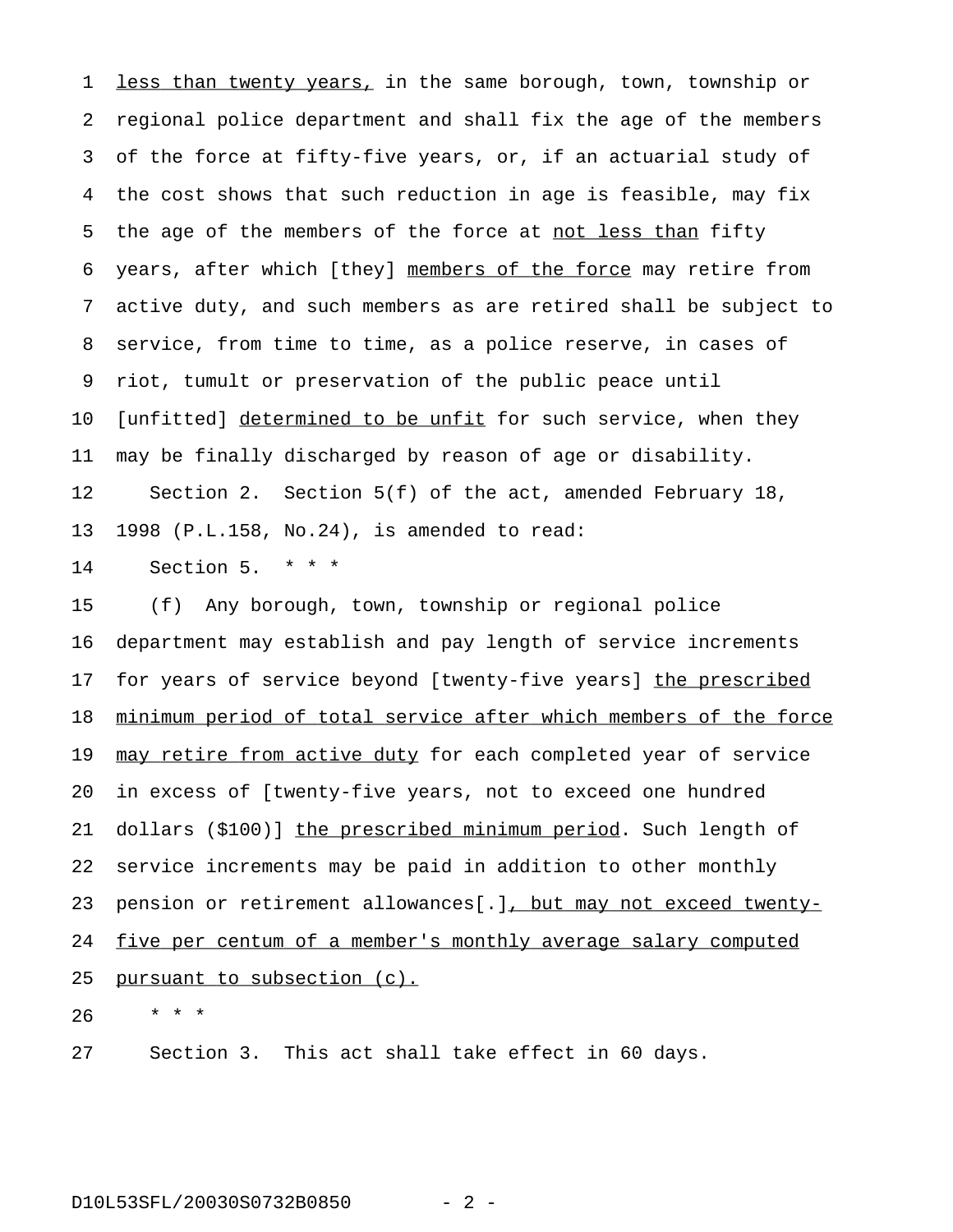less than twenty years, in the same borough, town, township or regional police department and shall fix the age of the members of the force at fifty-five years, or, if an actuarial study of the cost shows that such reduction in age is feasible, may fix the age of the members of the force at not less than fifty years, after which [they] members of the force may retire from active duty, and such members as are retired shall be subject to service, from time to time, as a police reserve, in cases of riot, tumult or preservation of the public peace until [unfitted] determined to be unfit for such service, when they may be finally discharged by reason of age or disability.

Section 2. Section 5(f) of the act, amended February 18, 1998 (P.L.158, No.24), is amended to read:

Section 5. * * *

(f) Any borough, town, township or regional police department may establish and pay length of service increments for years of service beyond [twenty-five years] the prescribed minimum period of total service after which members of the force may retire from active duty for each completed year of service in excess of [twenty-five years, not to exceed one hundred dollars ($100)] the prescribed minimum period. Such length of service increments may be paid in addition to other monthly pension or retirement allowances[.], but may not exceed twenty-five per centum of a member's monthly average salary computed pursuant to subsection (c).

* * *

Section 3. This act shall take effect in 60 days.